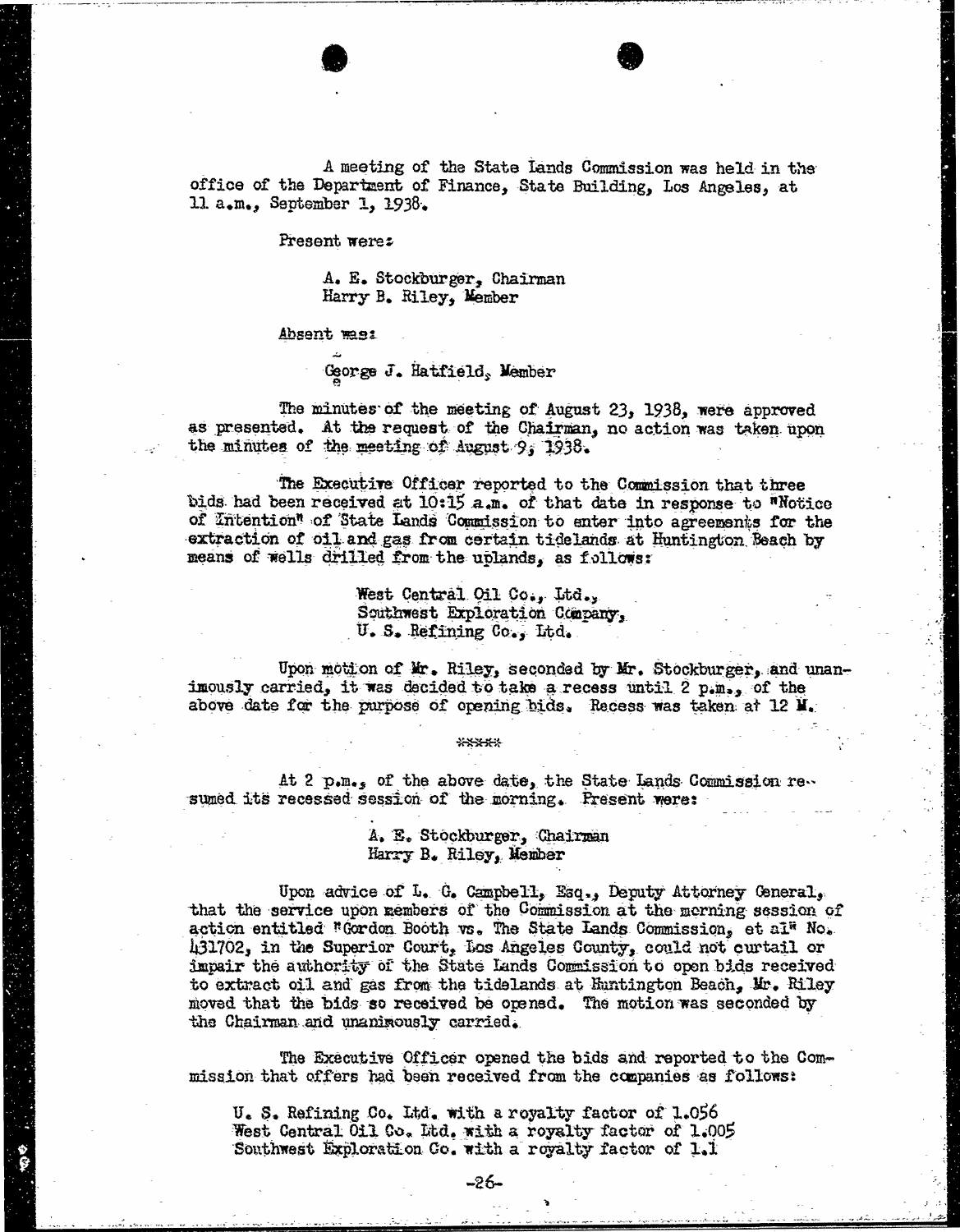A meeting of the State Lands Commission was held in the office of the Department of Finance, State Building, Los Angeles, at 11 a.m., September 1, 1938.

Present were:

A. E. Stockburger, Chairman
Harry B. Riley, Member

Absent was:

George J. Hatfield, Member

The minutes of the meeting of August 23, 1938, were approved as presented. At the request of the Chairman, no action was taken upon the minutes of the meeting of August 9, 1938.

The Executive Officer reported to the Commission that three bids had been received at 10:15 a.m. of that date in response to "Notice of Intention" of State Lands Commission to enter into agreements for the extraction of oil and gas from certain tidelands at Huntington Beach by means of wells drilled from the uplands, as follows:

West Central Oil Co., Ltd.,
Southwest Exploration Company,
U. S. Refining Co., Ltd.

Upon motion of Mr. Riley, seconded by Mr. Stockburger, and unanimously carried, it was decided to take a recess until 2 p.m., of the above date for the purpose of opening bids. Recess was taken at 12 M.

\*\*\*\*\*

At 2 p.m., of the above date, the State Lands Commission resumed its recessed session of the morning. Present were:

A. E. Stockburger, Chairman
Harry B. Riley, Member

Upon advice of L. G. Campbell, Esq., Deputy Attorney General, that the service upon members of the Commission at the morning session of action entitled "Gordon Booth vs. The State Lands Commission, et al" No. 431702, in the Superior Court, Los Angeles County, could not curtail or impair the authority of the State Lands Commission to open bids received to extract oil and gas from the tidelands at Huntington Beach, Mr. Riley moved that the bids so received be opened. The motion was seconded by the Chairman and unanimously carried.

The Executive Officer opened the bids and reported to the Commission that offers had been received from the companies as follows:

U. S. Refining Co. Ltd. with a royalty factor of 1.056
West Central Oil Co. Ltd. with a royalty factor of 1.005
Southwest Exploration Co. with a royalty factor of 1.1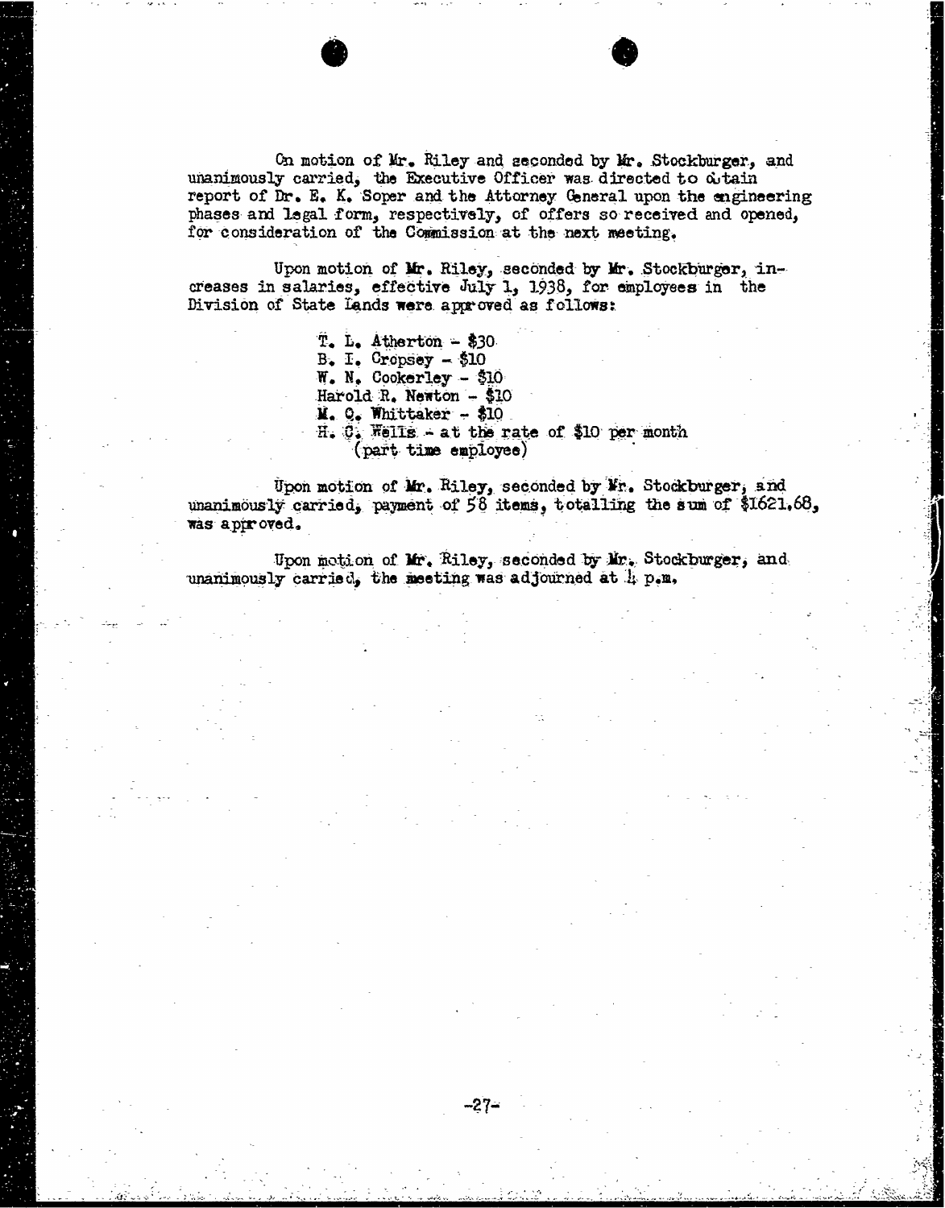On motion of Mr. Riley and seconded by Mr. Stockburger, and unanimously carried, the Executive Officer was directed to obtain report of Dr. E. K. Soper and the Attorney General upon the engineering phases and legal form, respectively, of offers so received and opened, for consideration of the Commission at the next meeting.

Upon motion of Mr. Riley, seconded by Mr. Stockburger, increases in salaries, effective July 1, 1938, for employees in the Division of State Lands were approved as follows:

T. L. Atherton - $30
B. I. Cropsey - $10
W. N. Cookerley - $10
Harold R. Newton - $10
M. O. Whittaker - $10
H. C. Wells - at the rate of $10 per month
(part time employee)

Upon motion of Mr. Riley, seconded by Mr. Stockburger, and unanimously carried, payment of 58 items, totalling the sum of $1621.68, was approved.

Upon motion of Mr. Riley, seconded by Mr. Stockburger, and unanimously carried, the meeting was adjourned at 4 p.m.